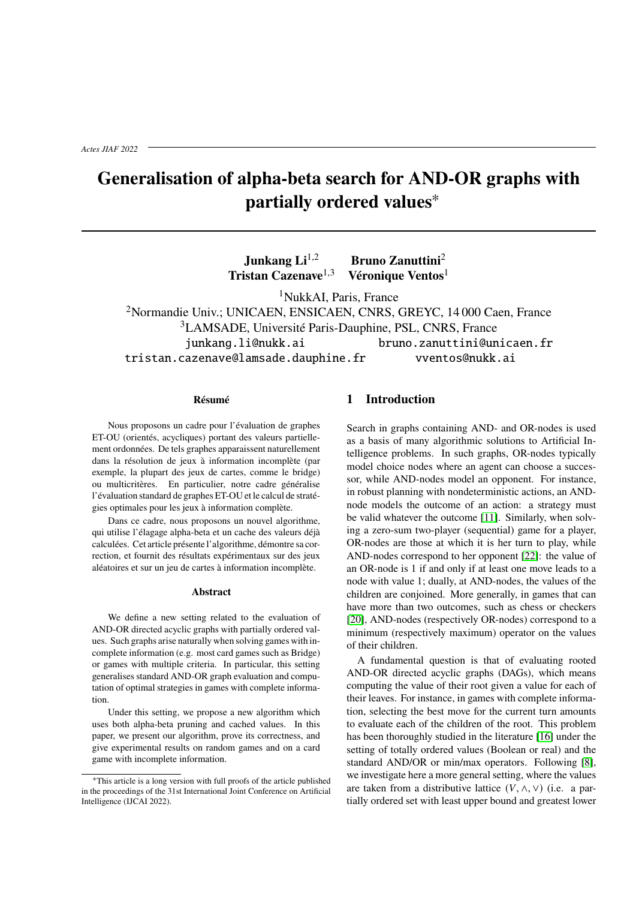# Generalisation of alpha-beta search for AND-OR graphs with partially ordered values*

**Junkang Li**[1,2] **Bruno Zanuttini**[2]
**Tristan Cazenave**[1,3] **Véronique Ventos**[1]

[1]NukkAI, Paris, France
[2]Normandie Univ.; UNICAEN, ENSICAEN, CNRS, GREYC, 14 000 Caen, France
[3]LAMSADE, Université Paris-Dauphine, PSL, CNRS, France

junkang.li@nukk.ai bruno.zanuttini@unicaen.fr
tristan.cazenave@lamsade.dauphine.fr vventos@nukk.ai

#### Résumé

Nous proposons un cadre pour l'évaluation de graphes ET-OU (orientés, acycliques) portant des valeurs partiellement ordonnées. De tels graphes apparaissent naturellement dans la résolution de jeux à information incomplète (par exemple, la plupart des jeux de cartes, comme le bridge) ou multicritères. En particulier, notre cadre généralise l'évaluation standard de graphes ET-OU et le calcul de stratégies optimales pour les jeux à information complète.

Dans ce cadre, nous proposons un nouvel algorithme, qui utilise l'élagage alpha-beta et un cache des valeurs déjà calculées. Cet article présente l'algorithme, démontre sa correction, et fournit des résultats expérimentaux sur des jeux aléatoires et sur un jeu de cartes à information incomplète.

#### Abstract

We define a new setting related to the evaluation of AND-OR directed acyclic graphs with partially ordered values. Such graphs arise naturally when solving games with incomplete information (e.g. most card games such as Bridge) or games with multiple criteria. In particular, this setting generalises standard AND-OR graph evaluation and computation of optimal strategies in games with complete information.

Under this setting, we propose a new algorithm which uses both alpha-beta pruning and cached values. In this paper, we present our algorithm, prove its correctness, and give experimental results on random games and on a card game with incomplete information.

*This article is a long version with full proofs of the article published in the proceedings of the 31st International Joint Conference on Artificial Intelligence (IJCAI 2022).

## 1 Introduction

Search in graphs containing AND- and OR-nodes is used as a basis of many algorithmic solutions to Artificial Intelligence problems. In such graphs, OR-nodes typically model choice nodes where an agent can choose a successor, while AND-nodes model an opponent. For instance, in robust planning with nondeterministic actions, an AND-node models the outcome of an action: a strategy must be valid whatever the outcome [11]. Similarly, when solving a zero-sum two-player (sequential) game for a player, OR-nodes are those at which it is her turn to play, while AND-nodes correspond to her opponent [22]: the value of an OR-node is 1 if and only if at least one move leads to a node with value 1; dually, at AND-nodes, the values of the children are conjoined. More generally, in games that can have more than two outcomes, such as chess or checkers [20], AND-nodes (respectively OR-nodes) correspond to a minimum (respectively maximum) operator on the values of their children.

A fundamental question is that of evaluating rooted AND-OR directed acyclic graphs (DAGs), which means computing the value of their root given a value for each of their leaves. For instance, in games with complete information, selecting the best move for the current turn amounts to evaluate each of the children of the root. This problem has been thoroughly studied in the literature [16] under the setting of totally ordered values (Boolean or real) and the standard AND/OR or min/max operators. Following [8], we investigate here a more general setting, where the values are taken from a distributive lattice $(V, \wedge, \vee)$ (i.e. a partially ordered set with least upper bound and greatest lower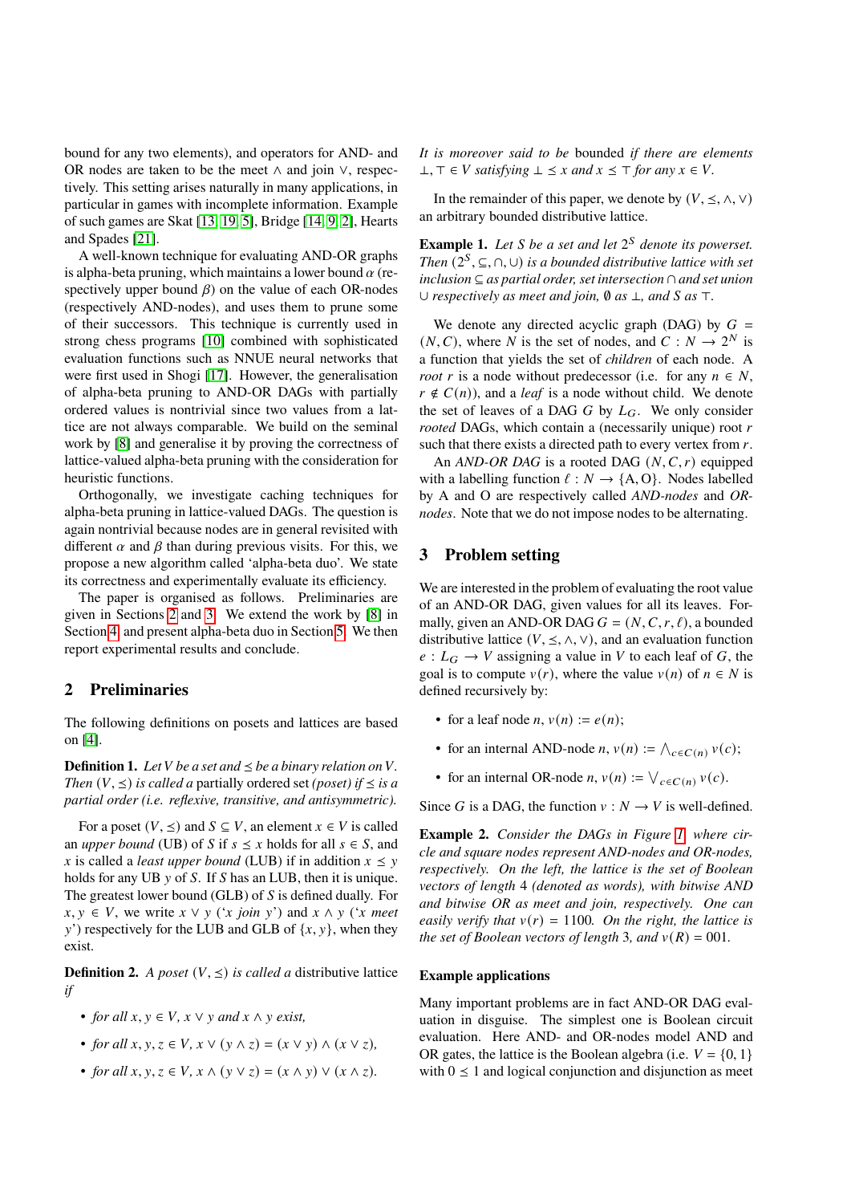bound for any two elements), and operators for AND- and OR nodes are taken to be the meet $\wedge$ and join $\vee$, respectively. This setting arises naturally in many applications, in particular in games with incomplete information. Example of such games are Skat [13, 19, 5], Bridge [14, 9, 2], Hearts and Spades [21].

A well-known technique for evaluating AND-OR graphs is alpha-beta pruning, which maintains a lower bound $\alpha$ (respectively upper bound $\beta$) on the value of each OR-nodes (respectively AND-nodes), and uses them to prune some of their successors. This technique is currently used in strong chess programs [10] combined with sophisticated evaluation functions such as NNUE neural networks that were first used in Shogi [17]. However, the generalisation of alpha-beta pruning to AND-OR DAGs with partially ordered values is nontrivial since two values from a lattice are not always comparable. We build on the seminal work by [8] and generalise it by proving the correctness of lattice-valued alpha-beta pruning with the consideration for heuristic functions.

Orthogonally, we investigate caching techniques for alpha-beta pruning in lattice-valued DAGs. The question is again nontrivial because nodes are in general revisited with different $\alpha$ and $\beta$ than during previous visits. For this, we propose a new algorithm called 'alpha-beta duo'. We state its correctness and experimentally evaluate its efficiency.

The paper is organised as follows. Preliminaries are given in Sections 2 and 3. We extend the work by [8] in Section 4 and present alpha-beta duo in Section 5. We then report experimental results and conclude.

## 2 Preliminaries

The following definitions on posets and lattices are based on [4].

**Definition 1.** *Let $V$ be a set and $\preceq$ be a binary relation on $V$. Then $(V, \preceq)$ is called a* partially ordered set *(poset) if $\preceq$ is a partial order (i.e. reflexive, transitive, and antisymmetric).*

For a poset $(V, \preceq)$ and $S \subseteq V$, an element $x \in V$ is called an *upper bound* (UB) of $S$ if $s \preceq x$ holds for all $s \in S$, and $x$ is called a *least upper bound* (LUB) if in addition $x \preceq y$ holds for any UB $y$ of $S$. If $S$ has an LUB, then it is unique. The greatest lower bound (GLB) of $S$ is defined dually. For $x, y \in V$, we write $x \vee y$ ('$x$ join $y$') and $x \wedge y$ ('$x$ meet $y$') respectively for the LUB and GLB of $\{x, y\}$, when they exist.

**Definition 2.** *A poset $(V, \preceq)$ is called a* distributive lattice *if*

- *for all $x, y \in V$, $x \vee y$ and $x \wedge y$ exist,*
- *for all $x, y, z \in V$, $x \vee (y \wedge z) = (x \vee y) \wedge (x \vee z)$,*
- *for all $x, y, z \in V$, $x \wedge (y \vee z) = (x \wedge y) \vee (x \wedge z)$.*

*It is moreover said to be* bounded *if there are elements $\bot, \top \in V$ satisfying $\bot \preceq x$ and $x \preceq \top$ for any $x \in V$.*

In the remainder of this paper, we denote by $(V, \preceq, \wedge, \vee)$ an arbitrary bounded distributive lattice.

**Example 1.** *Let $S$ be a set and let $2^S$ denote its powerset. Then $(2^S, \subseteq, \cap, \cup)$ is a bounded distributive lattice with set inclusion $\subseteq$ as partial order, set intersection $\cap$ and set union $\cup$ respectively as meet and join, $\emptyset$ as $\bot$, and $S$ as $\top$.*

We denote any directed acyclic graph (DAG) by $G = (N, C)$, where $N$ is the set of nodes, and $C : N \to 2^N$ is a function that yields the set of *children* of each node. A *root* $r$ is a node without predecessor (i.e. for any $n \in N$, $r \notin C(n)$), and a *leaf* is a node without child. We denote the set of leaves of a DAG $G$ by $L_G$. We only consider *rooted* DAGs, which contain a (necessarily unique) root $r$ such that there exists a directed path to every vertex from $r$.

An *AND-OR DAG* is a rooted DAG $(N, C, r)$ equipped with a labelling function $\ell : N \to \{\text{A}, \text{O}\}$. Nodes labelled by A and O are respectively called *AND-nodes* and *OR-nodes*. Note that we do not impose nodes to be alternating.

## 3 Problem setting

We are interested in the problem of evaluating the root value of an AND-OR DAG, given values for all its leaves. Formally, given an AND-OR DAG $G = (N, C, r, \ell)$, a bounded distributive lattice $(V, \preceq, \wedge, \vee)$, and an evaluation function $e : L_G \to V$ assigning a value in $V$ to each leaf of $G$, the goal is to compute $v(r)$, where the value $v(n)$ of $n \in N$ is defined recursively by:

- for a leaf node $n$, $v(n) := e(n)$;
- for an internal AND-node $n$, $v(n) := \bigwedge_{c \in C(n)} v(c)$;
- for an internal OR-node $n$, $v(n) := \bigvee_{c \in C(n)} v(c)$.

Since $G$ is a DAG, the function $v : N \to V$ is well-defined.

**Example 2.** *Consider the DAGs in Figure 1, where circle and square nodes represent AND-nodes and OR-nodes, respectively. On the left, the lattice is the set of Boolean vectors of length 4 (denoted as words), with bitwise AND and bitwise OR as meet and join, respectively. One can easily verify that $v(r) = 1100$. On the right, the lattice is the set of Boolean vectors of length 3, and $v(R) = 001$.*

### Example applications

Many important problems are in fact AND-OR DAG evaluation in disguise. The simplest one is Boolean circuit evaluation. Here AND- and OR-nodes model AND and OR gates, the lattice is the Boolean algebra (i.e. $V = \{0, 1\}$ with $0 \preceq 1$ and logical conjunction and disjunction as meet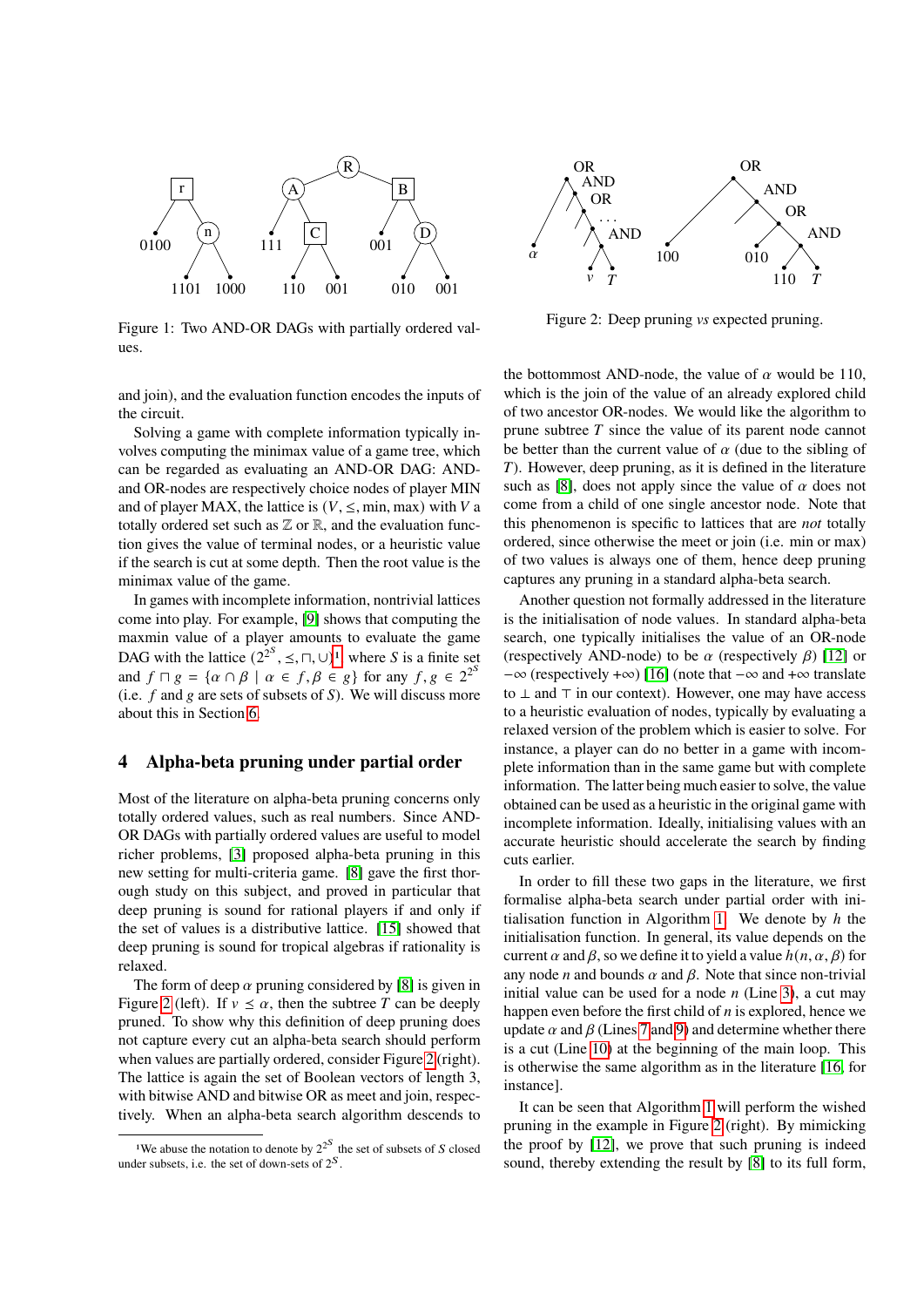Figure 1: Two AND-OR DAGs with partially ordered values.

Figure 2: Deep pruning *vs* expected pruning.

and join), and the evaluation function encodes the inputs of the circuit.

Solving a game with complete information typically involves computing the minimax value of a game tree, which can be regarded as evaluating an AND-OR DAG: AND- and OR-nodes are respectively choice nodes of player MIN and of player MAX, the lattice is $(V, \leq, \min, \max)$ with $V$ a totally ordered set such as $\mathbb{Z}$ or $\mathbb{R}$, and the evaluation function gives the value of terminal nodes, or a heuristic value if the search is cut at some depth. Then the root value is the minimax value of the game.

In games with incomplete information, nontrivial lattices come into play. For example, [9] shows that computing the maxmin value of a player amounts to evaluate the game DAG with the lattice $(2^{2^S}, \preceq, \sqcap, \cup)$[1] where $S$ is a finite set and $f \sqcap g = \{\alpha \cap \beta \mid \alpha \in f, \beta \in g\}$ for any $f, g \in 2^{2^S}$ (i.e. $f$ and $g$ are sets of subsets of $S$). We will discuss more about this in Section 6.

## 4 Alpha-beta pruning under partial order

Most of the literature on alpha-beta pruning concerns only totally ordered values, such as real numbers. Since AND-OR DAGs with partially ordered values are useful to model richer problems, [3] proposed alpha-beta pruning in this new setting for multi-criteria game. [8] gave the first thorough study on this subject, and proved in particular that deep pruning is sound for rational players if and only if the set of values is a distributive lattice. [15] showed that deep pruning is sound for tropical algebras if rationality is relaxed.

The form of deep $\alpha$ pruning considered by [8] is given in Figure 2 (left). If $v \preceq \alpha$, then the subtree $T$ can be deeply pruned. To show why this definition of deep pruning does not capture every cut an alpha-beta search should perform when values are partially ordered, consider Figure 2 (right). The lattice is again the set of Boolean vectors of length 3, with bitwise AND and bitwise OR as meet and join, respectively. When an alpha-beta search algorithm descends to the bottommost AND-node, the value of $\alpha$ would be 110, which is the join of the value of an already explored child of two ancestor OR-nodes. We would like the algorithm to prune subtree $T$ since the value of its parent node cannot be better than the current value of $\alpha$ (due to the sibling of $T$). However, deep pruning, as it is defined in the literature such as [8], does not apply since the value of $\alpha$ does not come from a child of one single ancestor node. Note that this phenomenon is specific to lattices that are *not* totally ordered, since otherwise the meet or join (i.e. min or max) of two values is always one of them, hence deep pruning captures any pruning in a standard alpha-beta search.

Another question not formally addressed in the literature is the initialisation of node values. In standard alpha-beta search, one typically initialises the value of an OR-node (respectively AND-node) to be $\alpha$ (respectively $\beta$) [12] or $-\infty$ (respectively $+\infty$) [16] (note that $-\infty$ and $+\infty$ translate to $\bot$ and $\top$ in our context). However, one may have access to a heuristic evaluation of nodes, typically by evaluating a relaxed version of the problem which is easier to solve. For instance, a player can do no better in a game with incomplete information than in the same game but with complete information. The latter being much easier to solve, the value obtained can be used as a heuristic in the original game with incomplete information. Ideally, initialising values with an accurate heuristic should accelerate the search by finding cuts earlier.

In order to fill these two gaps in the literature, we first formalise alpha-beta search under partial order with initialisation function in Algorithm 1. We denote by $h$ the initialisation function. In general, its value depends on the current $\alpha$ and $\beta$, so we define it to yield a value $h(n, \alpha, \beta)$ for any node $n$ and bounds $\alpha$ and $\beta$. Note that since non-trivial initial value can be used for a node $n$ (Line 3), a cut may happen even before the first child of $n$ is explored, hence we update $\alpha$ and $\beta$ (Lines 7 and 9) and determine whether there is a cut (Line 10) at the beginning of the main loop. This is otherwise the same algorithm as in the literature [16, for instance].

It can be seen that Algorithm 1 will perform the wished pruning in the example in Figure 2 (right). By mimicking the proof by [12], we prove that such pruning is indeed sound, thereby extending the result by [8] to its full form,

[1] We abuse the notation to denote by $2^{2^S}$ the set of subsets of $S$ closed under subsets, i.e. the set of down-sets of $2^S$.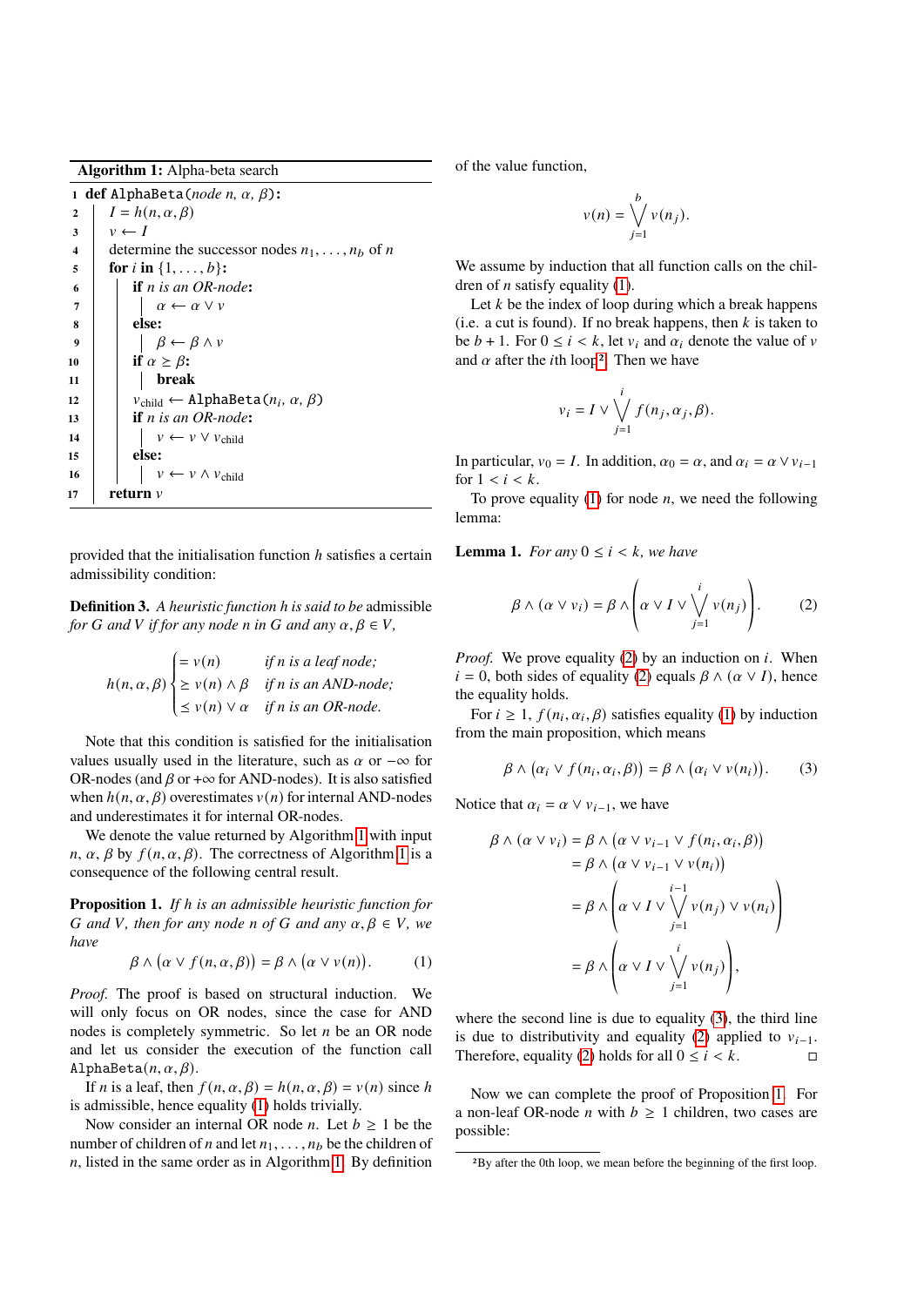**Algorithm 1:** Alpha-beta search

```
1  def AlphaBeta(node n, α, β):
2      I = h(n, α, β)
3      v ← I
4      determine the successor nodes n_1, ..., n_b of n
5      for i in {1, ..., b}:
6          if n is an OR-node:
7              α ← α ∨ v
8          else:
9              β ← β ∧ v
10         if α ≥ β:
11             break
12         v_child ← AlphaBeta(n_i, α, β)
13         if n is an OR-node:
14             v ← v ∨ v_child
15         else:
16             v ← v ∧ v_child
17     return v
```

provided that the initialisation function $h$ satisfies a certain admissibility condition:

**Definition 3.** *A heuristic function $h$ is said to be* admissible *for $G$ and $V$ if for any node $n$ in $G$ and any $\alpha, \beta \in V$,*

$$h(n, \alpha, \beta) \begin{cases} = v(n) & \text{if } n \text{ is a leaf node;} \\ \geq v(n) \wedge \beta & \text{if } n \text{ is an AND-node;} \\ \leq v(n) \vee \alpha & \text{if } n \text{ is an OR-node.} \end{cases}$$

Note that this condition is satisfied for the initialisation values usually used in the literature, such as $\alpha$ or $-\infty$ for OR-nodes (and $\beta$ or $+\infty$ for AND-nodes). It is also satisfied when $h(n, \alpha, \beta)$ overestimates $v(n)$ for internal AND-nodes and underestimates it for internal OR-nodes.

We denote the value returned by Algorithm 1 with input $n$, $\alpha$, $\beta$ by $f(n, \alpha, \beta)$. The correctness of Algorithm 1 is a consequence of the following central result.

**Proposition 1.** *If $h$ is an admissible heuristic function for $G$ and $V$, then for any node $n$ of $G$ and any $\alpha, \beta \in V$, we have*

$$\beta \wedge \big(\alpha \vee f(n, \alpha, \beta)\big) = \beta \wedge \big(\alpha \vee v(n)\big). \qquad (1)$$

*Proof.* The proof is based on structural induction. We will only focus on OR nodes, since the case for AND nodes is completely symmetric. So let $n$ be an OR node and let us consider the execution of the function call `AlphaBeta`$(n, \alpha, \beta)$.

If $n$ is a leaf, then $f(n, \alpha, \beta) = h(n, \alpha, \beta) = v(n)$ since $h$ is admissible, hence equality (1) holds trivially.

Now consider an internal OR node $n$. Let $b \geq 1$ be the number of children of $n$ and let $n_1, \ldots, n_b$ be the children of $n$, listed in the same order as in Algorithm 1. By definition of the value function,

$$v(n) = \bigvee_{j=1}^{b} v(n_j).$$

We assume by induction that all function calls on the children of $n$ satisfy equality (1).

Let $k$ be the index of loop during which a break happens (i.e. a cut is found). If no break happens, then $k$ is taken to be $b + 1$. For $0 \leq i < k$, let $v_i$ and $\alpha_i$ denote the value of $v$ and $\alpha$ after the $i$th loop[2]. Then we have

$$v_i = I \vee \bigvee_{j=1}^{i} f(n_j, \alpha_j, \beta).$$

In particular, $v_0 = I$. In addition, $\alpha_0 = \alpha$, and $\alpha_i = \alpha \vee v_{i-1}$ for $1 < i < k$.

To prove equality (1) for node $n$, we need the following lemma:

**Lemma 1.** *For any $0 \leq i < k$, we have*

$$\beta \wedge (\alpha \vee v_i) = \beta \wedge \left(\alpha \vee I \vee \bigvee_{j=1}^{i} v(n_j)\right). \qquad (2)$$

*Proof.* We prove equality (2) by an induction on $i$. When $i = 0$, both sides of equality (2) equals $\beta \wedge (\alpha \vee I)$, hence the equality holds.

For $i \geq 1$, $f(n_i, \alpha_i, \beta)$ satisfies equality (1) by induction from the main proposition, which means

$$\beta \wedge \big(\alpha_i \vee f(n_i, \alpha_i, \beta)\big) = \beta \wedge \big(\alpha_i \vee v(n_i)\big). \qquad (3)$$

Notice that $\alpha_i = \alpha \vee v_{i-1}$, we have

$$\begin{aligned} \beta \wedge (\alpha \vee v_i) &= \beta \wedge \big(\alpha \vee v_{i-1} \vee f(n_i, \alpha_i, \beta)\big) \\ &= \beta \wedge \big(\alpha \vee v_{i-1} \vee v(n_i)\big) \\ &= \beta \wedge \left(\alpha \vee I \vee \bigvee_{j=1}^{i-1} v(n_j) \vee v(n_i)\right) \\ &= \beta \wedge \left(\alpha \vee I \vee \bigvee_{j=1}^{i} v(n_j)\right), \end{aligned}$$

where the second line is due to equality (3), the third line is due to distributivity and equality (2) applied to $v_{i-1}$. Therefore, equality (2) holds for all $0 \leq i < k$. □

Now we can complete the proof of Proposition 1. For a non-leaf OR-node $n$ with $b \geq 1$ children, two cases are possible:

[2] By after the 0th loop, we mean before the beginning of the first loop.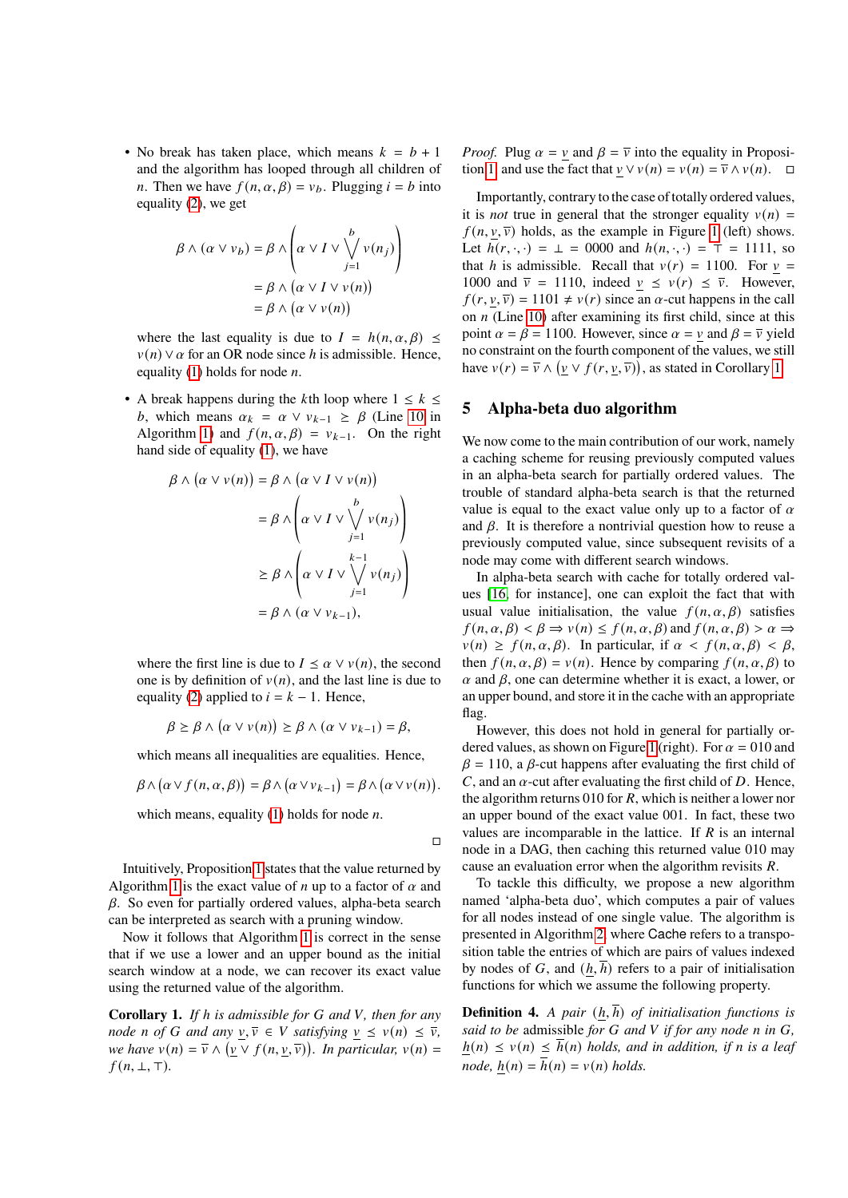- No break has taken place, which means $k = b + 1$ and the algorithm has looped through all children of $n$. Then we have $f(n, \alpha, \beta) = v_b$. Plugging $i = b$ into equality (2), we get

$$\begin{aligned}
\beta \wedge (\alpha \vee v_b) &= \beta \wedge \left( \alpha \vee I \vee \bigvee_{j=1}^{b} v(n_j) \right) \\
&= \beta \wedge (\alpha \vee I \vee v(n)) \\
&= \beta \wedge (\alpha \vee v(n))
\end{aligned}$$

where the last equality is due to $I = h(n, \alpha, \beta) \le v(n) \vee \alpha$ for an OR node since $h$ is admissible. Hence, equality (1) holds for node $n$.

- A break happens during the $k$th loop where $1 \le k \le b$, which means $\alpha_k = \alpha \vee v_{k-1} \ge \beta$ (Line 10 in Algorithm 1) and $f(n, \alpha, \beta) = v_{k-1}$. On the right hand side of equality (1), we have

$$\begin{aligned}
\beta \wedge (\alpha \vee v(n)) &= \beta \wedge (\alpha \vee I \vee v(n)) \\
&= \beta \wedge \left( \alpha \vee I \vee \bigvee_{j=1}^{b} v(n_j) \right) \\
&\ge \beta \wedge \left( \alpha \vee I \vee \bigvee_{j=1}^{k-1} v(n_j) \right) \\
&= \beta \wedge (\alpha \vee v_{k-1}),
\end{aligned}$$

where the first line is due to $I \le \alpha \vee v(n)$, the second one is by definition of $v(n)$, and the last line is due to equality (2) applied to $i = k - 1$. Hence,

$$\beta \ge \beta \wedge (\alpha \vee v(n)) \ge \beta \wedge (\alpha \vee v_{k-1}) = \beta,$$

which means all inequalities are equalities. Hence,

$$\beta \wedge (\alpha \vee f(n, \alpha, \beta)) = \beta \wedge (\alpha \vee v_{k-1}) = \beta \wedge (\alpha \vee v(n)).$$

which means, equality (1) holds for node $n$.

□

Intuitively, Proposition 1 states that the value returned by Algorithm 1 is the exact value of $n$ up to a factor of $\alpha$ and $\beta$. So even for partially ordered values, alpha-beta search can be interpreted as search with a pruning window.

Now it follows that Algorithm 1 is correct in the sense that if we use a lower and an upper bound as the initial search window at a node, we can recover its exact value using the returned value of the algorithm.

**Corollary 1.** *If $h$ is admissible for $G$ and $V$, then for any node $n$ of $G$ and any $\underline{v}, \overline{v} \in V$ satisfying $\underline{v} \le v(n) \le \overline{v}$, we have $v(n) = \overline{v} \wedge (\underline{v} \vee f(n, \underline{v}, \overline{v}))$. In particular, $v(n) = f(n, \bot, \top)$.*

*Proof.* Plug $\alpha = \underline{v}$ and $\beta = \overline{v}$ into the equality in Proposition 1 and use the fact that $\underline{v} \vee v(n) = v(n) = \overline{v} \wedge v(n)$. □

Importantly, contrary to the case of totally ordered values, it is *not* true in general that the stronger equality $v(n) = f(n, \underline{v}, \overline{v})$ holds, as the example in Figure 1 (left) shows. Let $h(r, \cdot, \cdot) = \bot = 0000$ and $h(n, \cdot, \cdot) = \top = 1111$, so that $h$ is admissible. Recall that $v(r) = 1100$. For $\underline{v} = 1000$ and $\overline{v} = 1110$, indeed $\underline{v} \le v(r) \le \overline{v}$. However, $f(r, \underline{v}, \overline{v}) = 1101 \ne v(r)$ since an $\alpha$-cut happens in the call on $n$ (Line 10) after examining its first child, since at this point $\alpha = \beta = 1100$. However, since $\alpha = \underline{v}$ and $\beta = \overline{v}$ yield no constraint on the fourth component of the values, we still have $v(r) = \overline{v} \wedge (\underline{v} \vee f(r, \underline{v}, \overline{v}))$, as stated in Corollary 1.

## 5 Alpha-beta duo algorithm

We now come to the main contribution of our work, namely a caching scheme for reusing previously computed values in an alpha-beta search for partially ordered values. The trouble of standard alpha-beta search is that the returned value is equal to the exact value only up to a factor of $\alpha$ and $\beta$. It is therefore a nontrivial question how to reuse a previously computed value, since subsequent revisits of a node may come with different search windows.

In alpha-beta search with cache for totally ordered values [16, for instance], one can exploit the fact that with usual value initialisation, the value $f(n, \alpha, \beta)$ satisfies $f(n, \alpha, \beta) < \beta \Rightarrow v(n) \le f(n, \alpha, \beta)$ and $f(n, \alpha, \beta) > \alpha \Rightarrow v(n) \ge f(n, \alpha, \beta)$. In particular, if $\alpha < f(n, \alpha, \beta) < \beta$, then $f(n, \alpha, \beta) = v(n)$. Hence by comparing $f(n, \alpha, \beta)$ to $\alpha$ and $\beta$, one can determine whether it is exact, a lower, or an upper bound, and store it in the cache with an appropriate flag.

However, this does not hold in general for partially ordered values, as shown on Figure 1 (right). For $\alpha = 010$ and $\beta = 110$, a $\beta$-cut happens after evaluating the first child of $C$, and an $\alpha$-cut after evaluating the first child of $D$. Hence, the algorithm returns 010 for $R$, which is neither a lower nor an upper bound of the exact value 001. In fact, these two values are incomparable in the lattice. If $R$ is an internal node in a DAG, then caching this returned value 010 may cause an evaluation error when the algorithm revisits $R$.

To tackle this difficulty, we propose a new algorithm named 'alpha-beta duo', which computes a pair of values for all nodes instead of one single value. The algorithm is presented in Algorithm 2, where Cache refers to a transposition table the entries of which are pairs of values indexed by nodes of $G$, and $(\underline{h}, \overline{h})$ refers to a pair of initialisation functions for which we assume the following property.

**Definition 4.** *A pair $(\underline{h}, \overline{h})$ of initialisation functions is said to be* admissible *for $G$ and $V$ if for any node $n$ in $G$, $\underline{h}(n) \le v(n) \le \overline{h}(n)$ holds, and in addition, if $n$ is a leaf node, $\underline{h}(n) = \overline{h}(n) = v(n)$ holds.*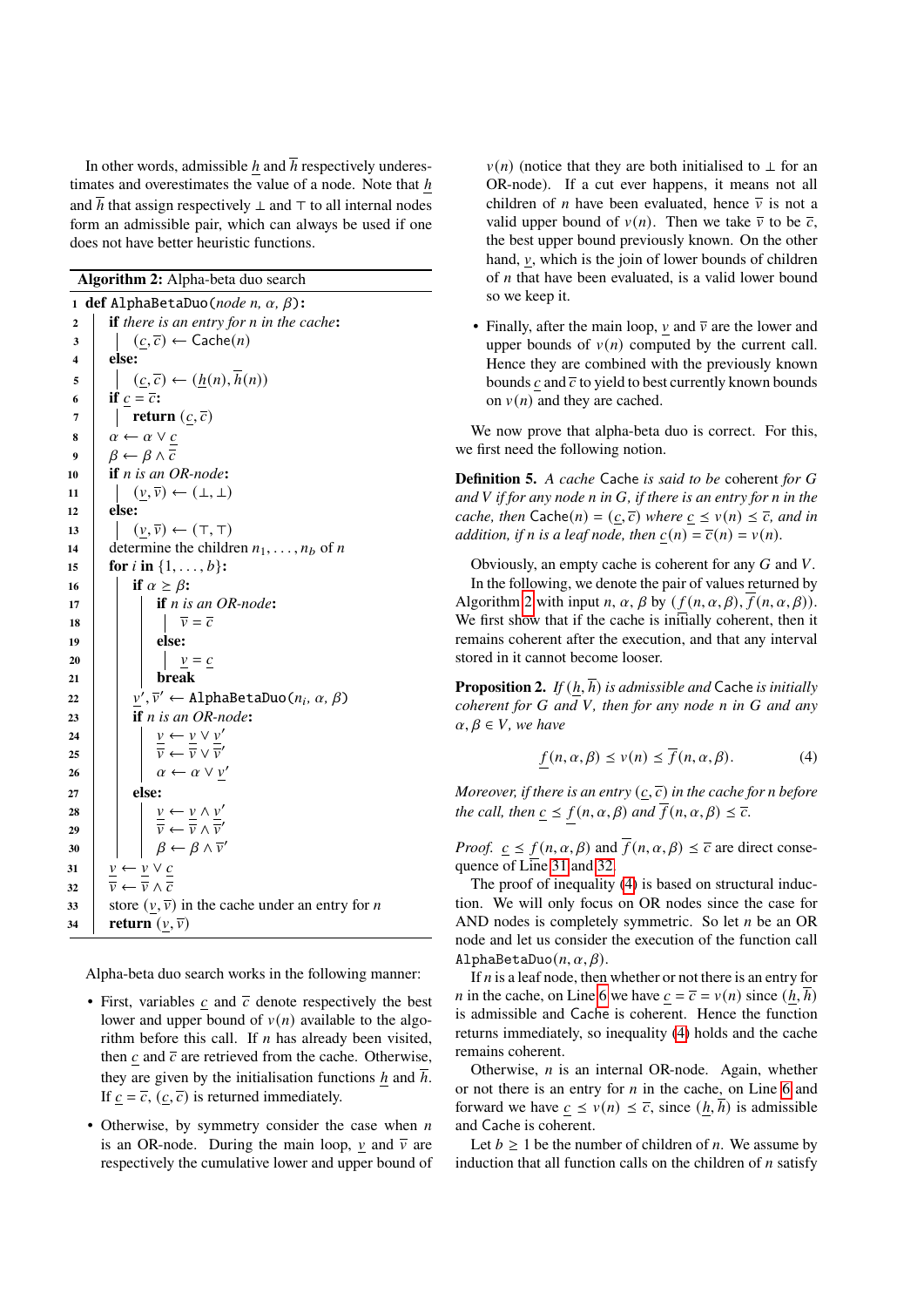In other words, admissible $\underline{h}$ and $\overline{h}$ respectively underestimates and overestimates the value of a node. Note that $\underline{h}$ and $\overline{h}$ that assign respectively $\bot$ and $\top$ to all internal nodes form an admissible pair, which can always be used if one does not have better heuristic functions.

**Algorithm 2:** Alpha-beta duo search

```
1  def AlphaBetaDuo(node n, α, β):
2      if there is an entry for n in the cache:
3          (c̲, c̄) ← Cache(n)
4      else:
5          (c̲, c̄) ← (h̲(n), h̄(n))
6      if c̲ = c̄:
7          return (c̲, c̄)
8      α ← α ∨ c̲
9      β ← β ∧ c̄
10     if n is an OR-node:
11         (v̲, v̄) ← (⊥, ⊥)
12     else:
13         (v̲, v̄) ← (⊤, ⊤)
14     determine the children n_1, ..., n_b of n
15     for i in {1, ..., b}:
16         if α ≥ β:
17             if n is an OR-node:
18                 v̄ = c̄
19             else:
20                 v̲ = c̲
21             break
22         v̲', v̄' ← AlphaBetaDuo(n_i, α, β)
23         if n is an OR-node:
24             v̲ ← v̲ ∨ v̲'
25             v̄ ← v̄ ∨ v̄'
26             α ← α ∨ v̲'
27         else:
28             v̲ ← v̲ ∧ v̲'
29             v̄ ← v̄ ∧ v̄'
30             β ← β ∧ v̄'
31     v̲ ← v̲ ∨ c̲
32     v̄ ← v̄ ∧ c̄
33     store (v̲, v̄) in the cache under an entry for n
34     return (v̲, v̄)
```

Alpha-beta duo search works in the following manner:

- First, variables $\underline{c}$ and $\overline{c}$ denote respectively the best lower and upper bound of $v(n)$ available to the algorithm before this call. If $n$ has already been visited, then $\underline{c}$ and $\overline{c}$ are retrieved from the cache. Otherwise, they are given by the initialisation functions $\underline{h}$ and $\overline{h}$. If $\underline{c} = \overline{c}$, $(\underline{c}, \overline{c})$ is returned immediately.
- Otherwise, by symmetry consider the case when $n$ is an OR-node. During the main loop, $\underline{v}$ and $\overline{v}$ are respectively the cumulative lower and upper bound of $v(n)$ (notice that they are both initialised to $\bot$ for an OR-node). If a cut ever happens, it means not all children of $n$ have been evaluated, hence $\overline{v}$ is not a valid upper bound of $v(n)$. Then we take $\overline{v}$ to be $\overline{c}$, the best upper bound previously known. On the other hand, $\underline{v}$, which is the join of lower bounds of children of $n$ that have been evaluated, is a valid lower bound so we keep it.
- Finally, after the main loop, $\underline{v}$ and $\overline{v}$ are the lower and upper bounds of $v(n)$ computed by the current call. Hence they are combined with the previously known bounds $\underline{c}$ and $\overline{c}$ to yield to best currently known bounds on $v(n)$ and they are cached.

We now prove that alpha-beta duo is correct. For this, we first need the following notion.

**Definition 5.** *A* cache Cache *is said to be* coherent *for $G$ and $V$ if for any node $n$ in $G$, if there is an entry for $n$ in the cache, then $\text{Cache}(n) = (\underline{c}, \overline{c})$ where $\underline{c} \leq v(n) \leq \overline{c}$, and in addition, if $n$ is a leaf node, then $\underline{c}(n) = \overline{c}(n) = v(n)$.*

Obviously, an empty cache is coherent for any $G$ and $V$.

In the following, we denote the pair of values returned by Algorithm 2 with input $n$, $\alpha$, $\beta$ by $(\underline{f}(n, \alpha, \beta), \overline{f}(n, \alpha, \beta))$. We first show that if the cache is initially coherent, then it remains coherent after the execution, and that any interval stored in it cannot become looser.

**Proposition 2.** *If $(\underline{h}, \overline{h})$ is admissible and Cache is initially coherent for $G$ and $V$, then for any node $n$ in $G$ and any $\alpha, \beta \in V$, we have*

$$\underline{f}(n, \alpha, \beta) \leq v(n) \leq \overline{f}(n, \alpha, \beta). \tag{4}$$

*Moreover, if there is an entry $(\underline{c}, \overline{c})$ in the cache for $n$ before the call, then $\underline{c} \leq \underline{f}(n, \alpha, \beta)$ and $\overline{f}(n, \alpha, \beta) \leq \overline{c}$.*

*Proof.* $\underline{c} \leq \underline{f}(n, \alpha, \beta)$ and $\overline{f}(n, \alpha, \beta) \leq \overline{c}$ are direct consequence of Line 31 and 32.

The proof of inequality (4) is based on structural induction. We will only focus on OR nodes since the case for AND nodes is completely symmetric. So let $n$ be an OR node and let us consider the execution of the function call $\text{AlphaBetaDuo}(n, \alpha, \beta)$.

If $n$ is a leaf node, then whether or not there is an entry for $n$ in the cache, on Line 6 we have $\underline{c} = \overline{c} = v(n)$ since $(\underline{h}, \overline{h})$ is admissible and Cache is coherent. Hence the function returns immediately, so inequality (4) holds and the cache remains coherent.

Otherwise, $n$ is an internal OR-node. Again, whether or not there is an entry for $n$ in the cache, on Line 6 and forward we have $\underline{c} \leq v(n) \leq \overline{c}$, since $(\underline{h}, \overline{h})$ is admissible and Cache is coherent.

Let $b \geq 1$ be the number of children of $n$. We assume by induction that all function calls on the children of $n$ satisfy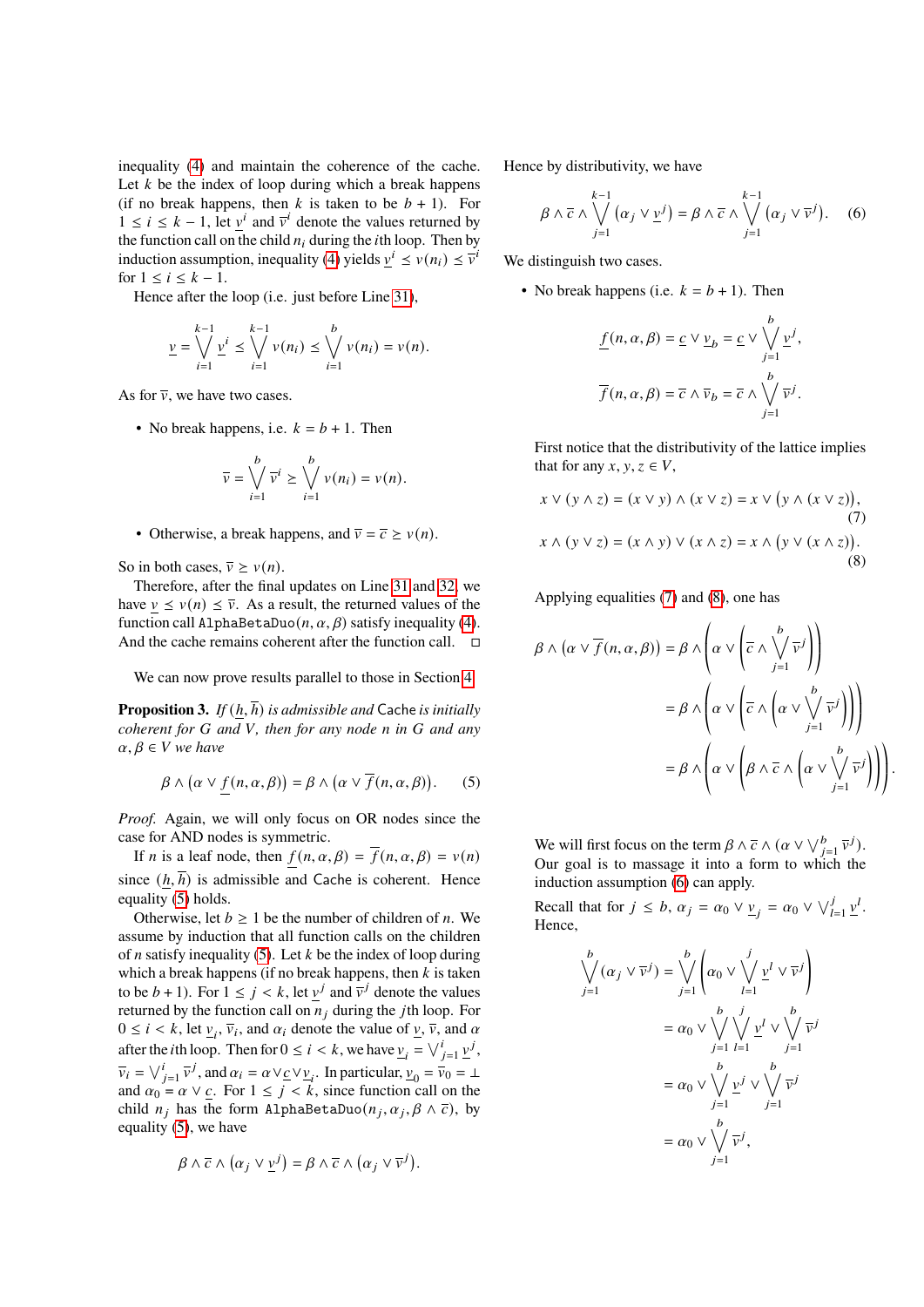inequality (4) and maintain the coherence of the cache. Let $k$ be the index of loop during which a break happens (if no break happens, then $k$ is taken to be $b+1$). For $1 \leq i \leq k-1$, let $\underline{v}^i$ and $\overline{v}^i$ denote the values returned by the function call on the child $n_i$ during the $i$th loop. Then by induction assumption, inequality (4) yields $\underline{v}^i \leq v(n_i) \leq \overline{v}^i$ for $1 \leq i \leq k-1$.

Hence after the loop (i.e. just before Line 31),

$$\underline{v} = \bigvee_{i=1}^{k-1} \underline{v}^i \leq \bigvee_{i=1}^{k-1} v(n_i) \leq \bigvee_{i=1}^{b} v(n_i) = v(n).$$

As for $\overline{v}$, we have two cases.

- No break happens, i.e. $k = b+1$. Then

$$\overline{v} = \bigvee_{i=1}^{b} \overline{v}^i \geq \bigvee_{i=1}^{b} v(n_i) = v(n).$$

- Otherwise, a break happens, and $\overline{v} = \overline{c} \geq v(n)$.

So in both cases, $\overline{v} \geq v(n)$.

Therefore, after the final updates on Line 31 and 32, we have $\underline{v} \leq v(n) \leq \overline{v}$. As a result, the returned values of the function call `AlphaBetaDuo`$(n, \alpha, \beta)$ satisfy inequality (4). And the cache remains coherent after the function call. □

We can now prove results parallel to those in Section 4.

**Proposition 3.** *If $(\underline{h}, \overline{h})$ is admissible and* Cache *is initially coherent for $G$ and $V$, then for any node $n$ in $G$ and any $\alpha, \beta \in V$ we have*

$$\beta \wedge \left(\alpha \vee \underline{f}(n,\alpha,\beta)\right) = \beta \wedge \left(\alpha \vee \overline{f}(n,\alpha,\beta)\right). \quad (5)$$

*Proof.* Again, we will only focus on OR nodes since the case for AND nodes is symmetric.

If $n$ is a leaf node, then $\underline{f}(n,\alpha,\beta) = \overline{f}(n,\alpha,\beta) = v(n)$ since $(\underline{h}, \overline{h})$ is admissible and Cache is coherent. Hence equality (5) holds.

Otherwise, let $b \geq 1$ be the number of children of $n$. We assume by induction that all function calls on the children of $n$ satisfy inequality (5). Let $k$ be the index of loop during which a break happens (if no break happens, then $k$ is taken to be $b+1$). For $1 \leq j < k$, let $\underline{v}^j$ and $\overline{v}^j$ denote the values returned by the function call on $n_j$ during the $j$th loop. For $0 \leq i < k$, let $\underline{v}_i$, $\overline{v}_i$, and $\alpha_i$ denote the value of $\underline{v}$, $\overline{v}$, and $\alpha$ after the $i$th loop. Then for $0 \leq i < k$, we have $\underline{v}_i = \bigvee_{j=1}^{i} \underline{v}^j$, $\overline{v}_i = \bigvee_{j=1}^{i} \overline{v}^j$, and $\alpha_i = \alpha \vee \underline{c} \vee \underline{v}_i$. In particular, $\underline{v}_0 = \overline{v}_0 = \bot$ and $\alpha_0 = \alpha \vee \underline{c}$. For $1 \leq j < k$, since function call on the child $n_j$ has the form `AlphaBetaDuo`$(n_j, \alpha_j, \beta \wedge \overline{c})$, by equality (5), we have

$$\beta \wedge \overline{c} \wedge \left(\alpha_j \vee \underline{v}^j\right) = \beta \wedge \overline{c} \wedge \left(\alpha_j \vee \overline{v}^j\right).$$

Hence by distributivity, we have

$$\beta \wedge \overline{c} \wedge \bigvee_{j=1}^{k-1} \left(\alpha_j \vee \underline{v}^j\right) = \beta \wedge \overline{c} \wedge \bigvee_{j=1}^{k-1} \left(\alpha_j \vee \overline{v}^j\right). \quad (6)$$

We distinguish two cases.

- No break happens (i.e. $k = b+1$). Then

$$\underline{f}(n,\alpha,\beta) = \underline{c} \vee \underline{v}_b = \underline{c} \vee \bigvee_{j=1}^{b} \underline{v}^j,$$

$$\overline{f}(n,\alpha,\beta) = \overline{c} \wedge \overline{v}_b = \overline{c} \wedge \bigvee_{j=1}^{b} \overline{v}^j.$$

First notice that the distributivity of the lattice implies that for any $x, y, z \in V$,

$$x \vee (y \wedge z) = (x \vee y) \wedge (x \vee z) = x \vee \left(y \wedge (x \vee z)\right), \quad (7)$$

$$x \wedge (y \vee z) = (x \wedge y) \vee (x \wedge z) = x \wedge \left(y \vee (x \wedge z)\right). \quad (8)$$

Applying equalities (7) and (8), one has

$$\begin{aligned}
\beta \wedge \left(\alpha \vee \overline{f}(n,\alpha,\beta)\right) &= \beta \wedge \left(\alpha \vee \left(\overline{c} \wedge \bigvee_{j=1}^{b} \overline{v}^j\right)\right) \\
&= \beta \wedge \left(\alpha \vee \left(\overline{c} \wedge \left(\alpha \vee \bigvee_{j=1}^{b} \overline{v}^j\right)\right)\right) \\
&= \beta \wedge \left(\alpha \vee \left(\beta \wedge \overline{c} \wedge \left(\alpha \vee \bigvee_{j=1}^{b} \overline{v}^j\right)\right)\right).
\end{aligned}$$

We will first focus on the term $\beta \wedge \overline{c} \wedge (\alpha \vee \bigvee_{j=1}^{b} \overline{v}^j)$. Our goal is to massage it into a form to which the induction assumption (6) can apply.

Recall that for $j \leq b$, $\alpha_j = \alpha_0 \vee \underline{v}_j = \alpha_0 \vee \bigvee_{l=1}^{j} \underline{v}^l$. Hence,

$$\begin{aligned}
\bigvee_{j=1}^{b} (\alpha_j \vee \overline{v}^j) &= \bigvee_{j=1}^{b} \left(\alpha_0 \vee \bigvee_{l=1}^{j} \underline{v}^l \vee \overline{v}^j\right) \\
&= \alpha_0 \vee \bigvee_{j=1}^{b} \bigvee_{l=1}^{j} \underline{v}^l \vee \bigvee_{j=1}^{b} \overline{v}^j \\
&= \alpha_0 \vee \bigvee_{j=1}^{b} \underline{v}^j \vee \bigvee_{j=1}^{b} \overline{v}^j \\
&= \alpha_0 \vee \bigvee_{j=1}^{b} \overline{v}^j,
\end{aligned}$$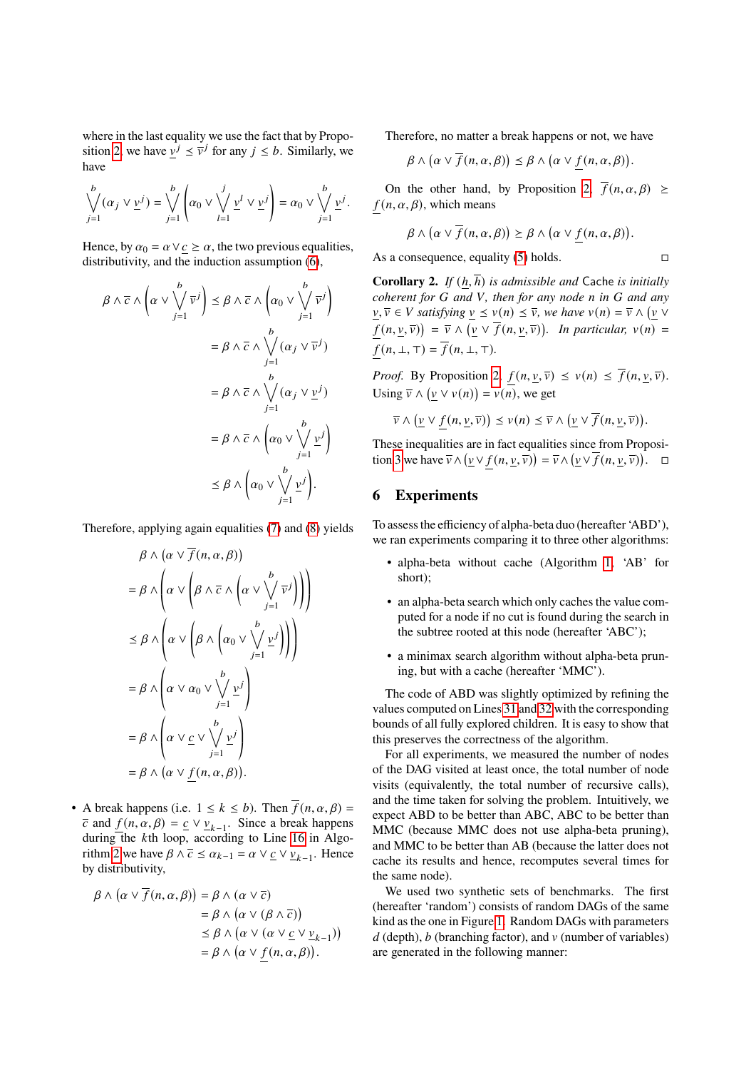where in the last equality we use the fact that by Proposition 2, we have $\underline{v}^j \preceq \overline{v}^j$ for any $j \leq b$. Similarly, we have

$$\bigvee_{j=1}^{b}(\alpha_j \vee \underline{v}^j) = \bigvee_{j=1}^{b}\left(\alpha_0 \vee \bigvee_{l=1}^{j}\underline{v}^l \vee \underline{v}^j\right) = \alpha_0 \vee \bigvee_{j=1}^{b}\underline{v}^j.$$

Hence, by $\alpha_0 = \alpha \vee \underline{c} \succeq \alpha$, the two previous equalities, distributivity, and the induction assumption (6),

$$\begin{aligned}
\beta \wedge \overline{c} \wedge \left(\alpha \vee \bigvee_{j=1}^{b}\overline{v}^j\right) &\preceq \beta \wedge \overline{c} \wedge \left(\alpha_0 \vee \bigvee_{j=1}^{b}\overline{v}^j\right)\\
&= \beta \wedge \overline{c} \wedge \bigvee_{j=1}^{b}(\alpha_j \vee \overline{v}^j)\\
&= \beta \wedge \overline{c} \wedge \bigvee_{j=1}^{b}(\alpha_j \vee \underline{v}^j)\\
&= \beta \wedge \overline{c} \wedge \left(\alpha_0 \vee \bigvee_{j=1}^{b}\underline{v}^j\right)\\
&\preceq \beta \wedge \left(\alpha_0 \vee \bigvee_{j=1}^{b}\underline{v}^j\right).
\end{aligned}$$

Therefore, applying again equalities (7) and (8) yields

$$\begin{aligned}
&\beta \wedge \left(\alpha \vee \overline{f}(n,\alpha,\beta)\right)\\
&= \beta \wedge \left(\alpha \vee \left(\beta \wedge \overline{c} \wedge \left(\alpha \vee \bigvee_{j=1}^{b}\overline{v}^j\right)\right)\right)\\
&\preceq \beta \wedge \left(\alpha \vee \left(\beta \wedge \left(\alpha_0 \vee \bigvee_{j=1}^{b}\underline{v}^j\right)\right)\right)\\
&= \beta \wedge \left(\alpha \vee \alpha_0 \vee \bigvee_{j=1}^{b}\underline{v}^j\right)\\
&= \beta \wedge \left(\alpha \vee \underline{c} \vee \bigvee_{j=1}^{b}\underline{v}^j\right)\\
&= \beta \wedge \left(\alpha \vee \underline{f}(n,\alpha,\beta)\right).
\end{aligned}$$

- A break happens (i.e. $1 \leq k \leq b$). Then $\overline{f}(n,\alpha,\beta) = \overline{c}$ and $\underline{f}(n,\alpha,\beta) = \underline{c} \vee \underline{v}_{k-1}$. Since a break happens during the $k$th loop, according to Line 16 in Algorithm 2 we have $\beta \wedge \overline{c} \preceq \alpha_{k-1} = \alpha \vee \underline{c} \vee \underline{v}_{k-1}$. Hence by distributivity,

$$\begin{aligned}
\beta \wedge \left(\alpha \vee \overline{f}(n,\alpha,\beta)\right) &= \beta \wedge (\alpha \vee \overline{c})\\
&= \beta \wedge \left(\alpha \vee (\beta \wedge \overline{c})\right)\\
&\preceq \beta \wedge \left(\alpha \vee (\alpha \vee \underline{c} \vee \underline{v}_{k-1})\right)\\
&= \beta \wedge \left(\alpha \vee \underline{f}(n,\alpha,\beta)\right).
\end{aligned}$$

Therefore, no matter a break happens or not, we have

$$\beta \wedge \left(\alpha \vee \overline{f}(n,\alpha,\beta)\right) \preceq \beta \wedge \left(\alpha \vee \underline{f}(n,\alpha,\beta)\right).$$

On the other hand, by Proposition 2, $\overline{f}(n,\alpha,\beta) \succeq \underline{f}(n,\alpha,\beta)$, which means

$$\beta \wedge \left(\alpha \vee \overline{f}(n,\alpha,\beta)\right) \succeq \beta \wedge \left(\alpha \vee \underline{f}(n,\alpha,\beta)\right).$$

As a consequence, equality (5) holds. □

**Corollary 2.** *If $(\underline{h},\overline{h})$ is admissible and* Cache *is initially coherent for $G$ and $V$, then for any node $n$ in $G$ and any $\underline{v},\overline{v} \in V$ satisfying $\underline{v} \preceq v(n) \preceq \overline{v}$, we have $v(n) = \overline{v} \wedge \left(\underline{v} \vee \underline{f}(n,\underline{v},\overline{v})\right) = \overline{v} \wedge \left(\underline{v} \vee \overline{f}(n,\underline{v},\overline{v})\right)$. In particular, $v(n) = \underline{f}(n,\bot,\top) = \overline{f}(n,\bot,\top)$.*

*Proof.* By Proposition 2, $\underline{f}(n,\underline{v},\overline{v}) \preceq v(n) \preceq \overline{f}(n,\underline{v},\overline{v})$. Using $\overline{v} \wedge \left(\underline{v} \vee v(n)\right) = v(n)$, we get

$$\overline{v} \wedge \left(\underline{v} \vee \underline{f}(n,\underline{v},\overline{v})\right) \preceq v(n) \preceq \overline{v} \wedge \left(\underline{v} \vee \overline{f}(n,\underline{v},\overline{v})\right).$$

These inequalities are in fact equalities since from Proposition 3 we have $\overline{v} \wedge \left(\underline{v} \vee \underline{f}(n,\underline{v},\overline{v})\right) = \overline{v} \wedge \left(\underline{v} \vee \overline{f}(n,\underline{v},\overline{v})\right)$. □

## 6 Experiments

To assess the efficiency of alpha-beta duo (hereafter 'ABD'), we ran experiments comparing it to three other algorithms:

- alpha-beta without cache (Algorithm 1, 'AB' for short);
- an alpha-beta search which only caches the value computed for a node if no cut is found during the search in the subtree rooted at this node (hereafter 'ABC');
- a minimax search algorithm without alpha-beta pruning, but with a cache (hereafter 'MMC').

The code of ABD was slightly optimized by refining the values computed on Lines 31 and 32 with the corresponding bounds of all fully explored children. It is easy to show that this preserves the correctness of the algorithm.

For all experiments, we measured the number of nodes of the DAG visited at least once, the total number of node visits (equivalently, the total number of recursive calls), and the time taken for solving the problem. Intuitively, we expect ABD to be better than ABC, ABC to be better than MMC (because MMC does not use alpha-beta pruning), and MMC to be better than AB (because the latter does not cache its results and hence, recomputes several times for the same node).

We used two synthetic sets of benchmarks. The first (hereafter 'random') consists of random DAGs of the same kind as the one in Figure 1. Random DAGs with parameters $d$ (depth), $b$ (branching factor), and $v$ (number of variables) are generated in the following manner: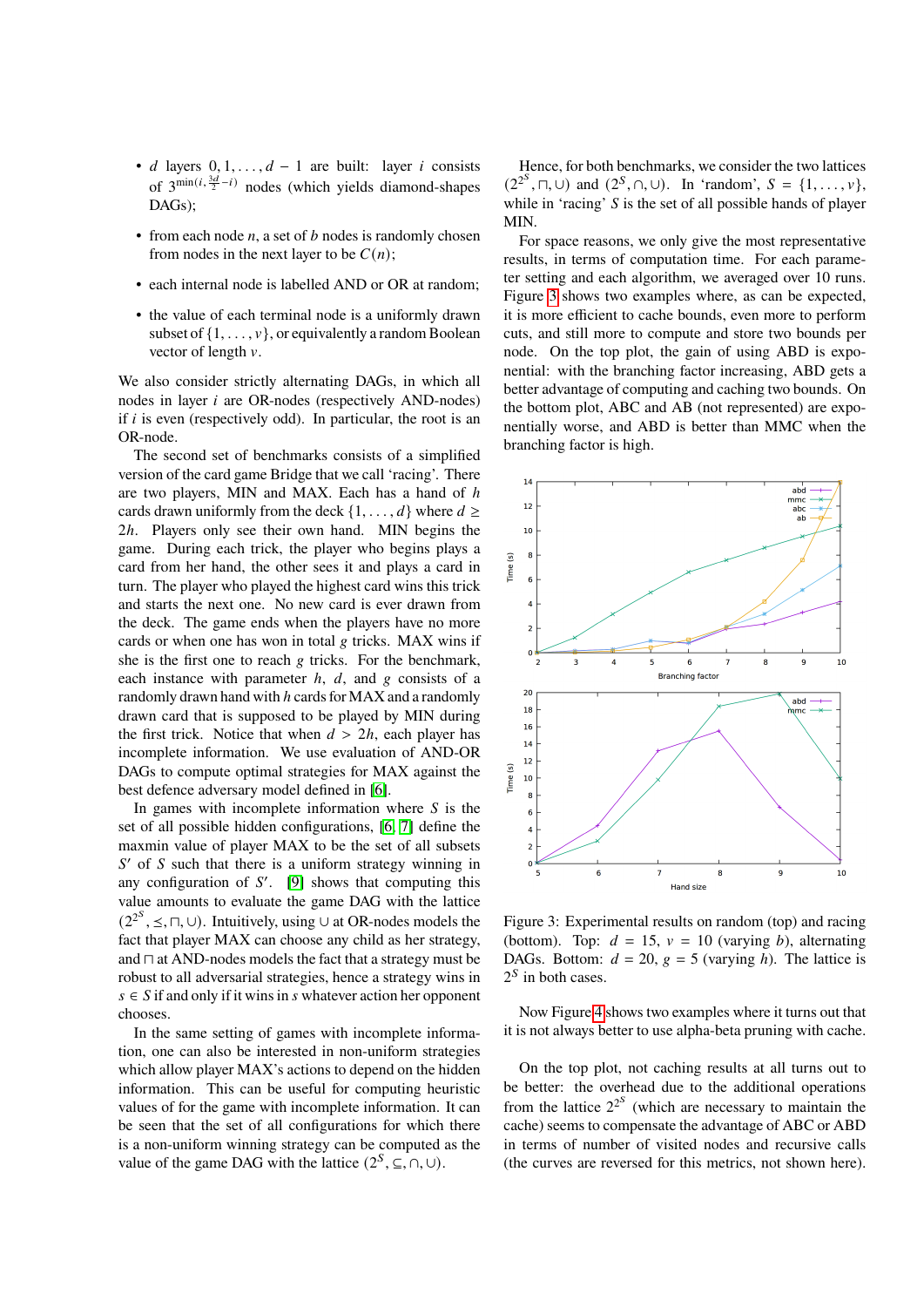- $d$ layers $0, 1, \ldots, d-1$ are built: layer $i$ consists of $3^{\min(i, \frac{3d}{2}-i)}$ nodes (which yields diamond-shapes DAGs);
- from each node $n$, a set of $b$ nodes is randomly chosen from nodes in the next layer to be $C(n)$;
- each internal node is labelled AND or OR at random;
- the value of each terminal node is a uniformly drawn subset of $\{1, \ldots, v\}$, or equivalently a random Boolean vector of length $v$.

We also consider strictly alternating DAGs, in which all nodes in layer $i$ are OR-nodes (respectively AND-nodes) if $i$ is even (respectively odd). In particular, the root is an OR-node.

The second set of benchmarks consists of a simplified version of the card game Bridge that we call 'racing'. There are two players, MIN and MAX. Each has a hand of $h$ cards drawn uniformly from the deck $\{1, \ldots, d\}$ where $d \geq 2h$. Players only see their own hand. MIN begins the game. During each trick, the player who begins plays a card from her hand, the other sees it and plays a card in turn. The player who played the highest card wins this trick and starts the next one. No new card is ever drawn from the deck. The game ends when the players have no more cards or when one has won in total $g$ tricks. MAX wins if she is the first one to reach $g$ tricks. For the benchmark, each instance with parameter $h$, $d$, and $g$ consists of a randomly drawn hand with $h$ cards for MAX and a randomly drawn card that is supposed to be played by MIN during the first trick. Notice that when $d > 2h$, each player has incomplete information. We use evaluation of AND-OR DAGs to compute optimal strategies for MAX against the best defence adversary model defined in [6].

In games with incomplete information where $S$ is the set of all possible hidden configurations, [6, 7] define the maxmin value of player MAX to be the set of all subsets $S'$ of $S$ such that there is a uniform strategy winning in any configuration of $S'$. [9] shows that computing this value amounts to evaluate the game DAG with the lattice $(2^{2^S}, \preceq, \sqcap, \cup)$. Intuitively, using $\cup$ at OR-nodes models the fact that player MAX can choose any child as her strategy, and $\sqcap$ at AND-nodes models the fact that a strategy must be robust to all adversarial strategies, hence a strategy wins in $s \in S$ if and only if it wins in $s$ whatever action her opponent chooses.

In the same setting of games with incomplete information, one can also be interested in non-uniform strategies which allow player MAX's actions to depend on the hidden information. This can be useful for computing heuristic values of for the game with incomplete information. It can be seen that the set of all configurations for which there is a non-uniform winning strategy can be computed as the value of the game DAG with the lattice $(2^S, \subseteq, \cap, \cup)$.

Hence, for both benchmarks, we consider the two lattices $(2^{2^S}, \sqcap, \cup)$ and $(2^S, \cap, \cup)$. In 'random', $S = \{1, \ldots, v\}$, while in 'racing' $S$ is the set of all possible hands of player MIN.

For space reasons, we only give the most representative results, in terms of computation time. For each parameter setting and each algorithm, we averaged over 10 runs. Figure 3 shows two examples where, as can be expected, it is more efficient to cache bounds, even more to perform cuts, and still more to compute and store two bounds per node. On the top plot, the gain of using ABD is exponential: with the branching factor increasing, ABD gets a better advantage of computing and caching two bounds. On the bottom plot, ABC and AB (not represented) are exponentially worse, and ABD is better than MMC when the branching factor is high.

Figure 3: Experimental results on random (top) and racing (bottom). Top: $d = 15$, $v = 10$ (varying $b$), alternating DAGs. Bottom: $d = 20$, $g = 5$ (varying $h$). The lattice is $2^S$ in both cases.

Now Figure 4 shows two examples where it turns out that it is not always better to use alpha-beta pruning with cache.

On the top plot, not caching results at all turns out to be better: the overhead due to the additional operations from the lattice $2^{2^S}$ (which are necessary to maintain the cache) seems to compensate the advantage of ABC or ABD in terms of number of visited nodes and recursive calls (the curves are reversed for this metrics, not shown here).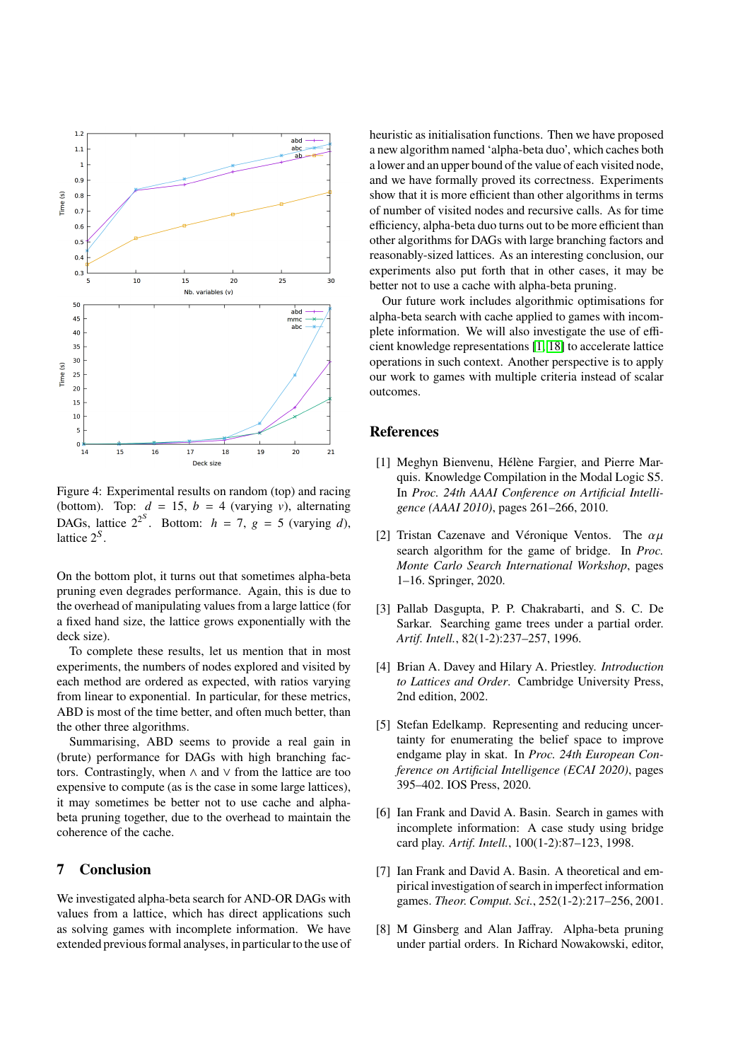Figure 4: Experimental results on random (top) and racing (bottom). Top: $d = 15$, $b = 4$ (varying $v$), alternating DAGs, lattice $2^{2^S}$. Bottom: $h = 7$, $g = 5$ (varying $d$), lattice $2^S$.

On the bottom plot, it turns out that sometimes alpha-beta pruning even degrades performance. Again, this is due to the overhead of manipulating values from a large lattice (for a fixed hand size, the lattice grows exponentially with the deck size).

To complete these results, let us mention that in most experiments, the numbers of nodes explored and visited by each method are ordered as expected, with ratios varying from linear to exponential. In particular, for these metrics, ABD is most of the time better, and often much better, than the other three algorithms.

Summarising, ABD seems to provide a real gain in (brute) performance for DAGs with high branching factors. Contrastingly, when $\wedge$ and $\vee$ from the lattice are too expensive to compute (as is the case in some large lattices), it may sometimes be better not to use cache and alpha-beta pruning together, due to the overhead to maintain the coherence of the cache.

## 7 Conclusion

We investigated alpha-beta search for AND-OR DAGs with values from a lattice, which has direct applications such as solving games with incomplete information. We have extended previous formal analyses, in particular to the use of heuristic as initialisation functions. Then we have proposed a new algorithm named 'alpha-beta duo', which caches both a lower and an upper bound of the value of each visited node, and we have formally proved its correctness. Experiments show that it is more efficient than other algorithms in terms of number of visited nodes and recursive calls. As for time efficiency, alpha-beta duo turns out to be more efficient than other algorithms for DAGs with large branching factors and reasonably-sized lattices. As an interesting conclusion, our experiments also put forth that in other cases, it may be better not to use a cache with alpha-beta pruning.

Our future work includes algorithmic optimisations for alpha-beta search with cache applied to games with incomplete information. We will also investigate the use of efficient knowledge representations [1, 18] to accelerate lattice operations in such context. Another perspective is to apply our work to games with multiple criteria instead of scalar outcomes.

## References

[1] Meghyn Bienvenu, Hélène Fargier, and Pierre Marquis. Knowledge Compilation in the Modal Logic S5. In *Proc. 24th AAAI Conference on Artificial Intelligence (AAAI 2010)*, pages 261–266, 2010.

[2] Tristan Cazenave and Véronique Ventos. The $\alpha\mu$ search algorithm for the game of bridge. In *Proc. Monte Carlo Search International Workshop*, pages 1–16. Springer, 2020.

[3] Pallab Dasgupta, P. P. Chakrabarti, and S. C. De Sarkar. Searching game trees under a partial order. *Artif. Intell.*, 82(1-2):237–257, 1996.

[4] Brian A. Davey and Hilary A. Priestley. *Introduction to Lattices and Order*. Cambridge University Press, 2nd edition, 2002.

[5] Stefan Edelkamp. Representing and reducing uncertainty for enumerating the belief space to improve endgame play in skat. In *Proc. 24th European Conference on Artificial Intelligence (ECAI 2020)*, pages 395–402. IOS Press, 2020.

[6] Ian Frank and David A. Basin. Search in games with incomplete information: A case study using bridge card play. *Artif. Intell.*, 100(1-2):87–123, 1998.

[7] Ian Frank and David A. Basin. A theoretical and empirical investigation of search in imperfect information games. *Theor. Comput. Sci.*, 252(1-2):217–256, 2001.

[8] M Ginsberg and Alan Jaffray. Alpha-beta pruning under partial orders. In Richard Nowakowski, editor,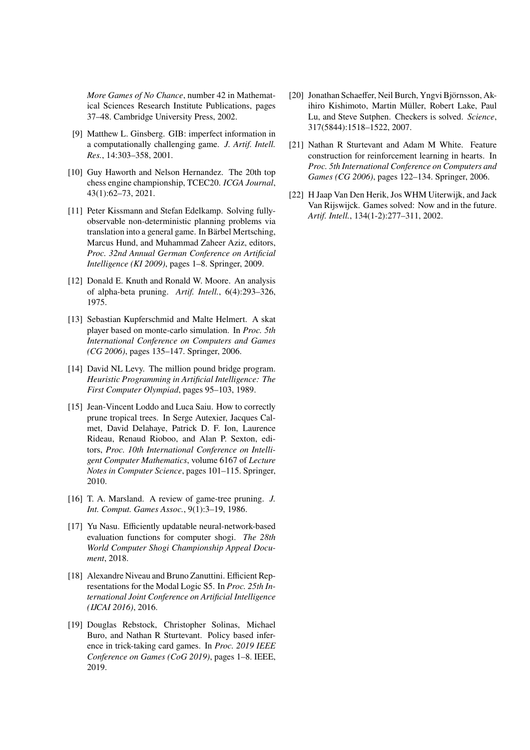*More Games of No Chance*, number 42 in Mathematical Sciences Research Institute Publications, pages 37–48. Cambridge University Press, 2002.

[9] Matthew L. Ginsberg. GIB: imperfect information in a computationally challenging game. *J. Artif. Intell. Res.*, 14:303–358, 2001.

[10] Guy Haworth and Nelson Hernandez. The 20th top chess engine championship, TCEC20. *ICGA Journal*, 43(1):62–73, 2021.

[11] Peter Kissmann and Stefan Edelkamp. Solving fully-observable non-deterministic planning problems via translation into a general game. In Bärbel Mertsching, Marcus Hund, and Muhammad Zaheer Aziz, editors, *Proc. 32nd Annual German Conference on Artificial Intelligence (KI 2009)*, pages 1–8. Springer, 2009.

[12] Donald E. Knuth and Ronald W. Moore. An analysis of alpha-beta pruning. *Artif. Intell.*, 6(4):293–326, 1975.

[13] Sebastian Kupferschmid and Malte Helmert. A skat player based on monte-carlo simulation. In *Proc. 5th International Conference on Computers and Games (CG 2006)*, pages 135–147. Springer, 2006.

[14] David NL Levy. The million pound bridge program. *Heuristic Programming in Artificial Intelligence: The First Computer Olympiad*, pages 95–103, 1989.

[15] Jean-Vincent Loddo and Luca Saiu. How to correctly prune tropical trees. In Serge Autexier, Jacques Calmet, David Delahaye, Patrick D. F. Ion, Laurence Rideau, Renaud Rioboo, and Alan P. Sexton, editors, *Proc. 10th International Conference on Intelligent Computer Mathematics*, volume 6167 of *Lecture Notes in Computer Science*, pages 101–115. Springer, 2010.

[16] T. A. Marsland. A review of game-tree pruning. *J. Int. Comput. Games Assoc.*, 9(1):3–19, 1986.

[17] Yu Nasu. Efficiently updatable neural-network-based evaluation functions for computer shogi. *The 28th World Computer Shogi Championship Appeal Document*, 2018.

[18] Alexandre Niveau and Bruno Zanuttini. Efficient Representations for the Modal Logic S5. In *Proc. 25th International Joint Conference on Artificial Intelligence (IJCAI 2016)*, 2016.

[19] Douglas Rebstock, Christopher Solinas, Michael Buro, and Nathan R Sturtevant. Policy based inference in trick-taking card games. In *Proc. 2019 IEEE Conference on Games (CoG 2019)*, pages 1–8. IEEE, 2019.

[20] Jonathan Schaeffer, Neil Burch, Yngvi Björnsson, Akihiro Kishimoto, Martin Müller, Robert Lake, Paul Lu, and Steve Sutphen. Checkers is solved. *Science*, 317(5844):1518–1522, 2007.

[21] Nathan R Sturtevant and Adam M White. Feature construction for reinforcement learning in hearts. In *Proc. 5th International Conference on Computers and Games (CG 2006)*, pages 122–134. Springer, 2006.

[22] H Jaap Van Den Herik, Jos WHM Uiterwijk, and Jack Van Rijswijck. Games solved: Now and in the future. *Artif. Intell.*, 134(1-2):277–311, 2002.